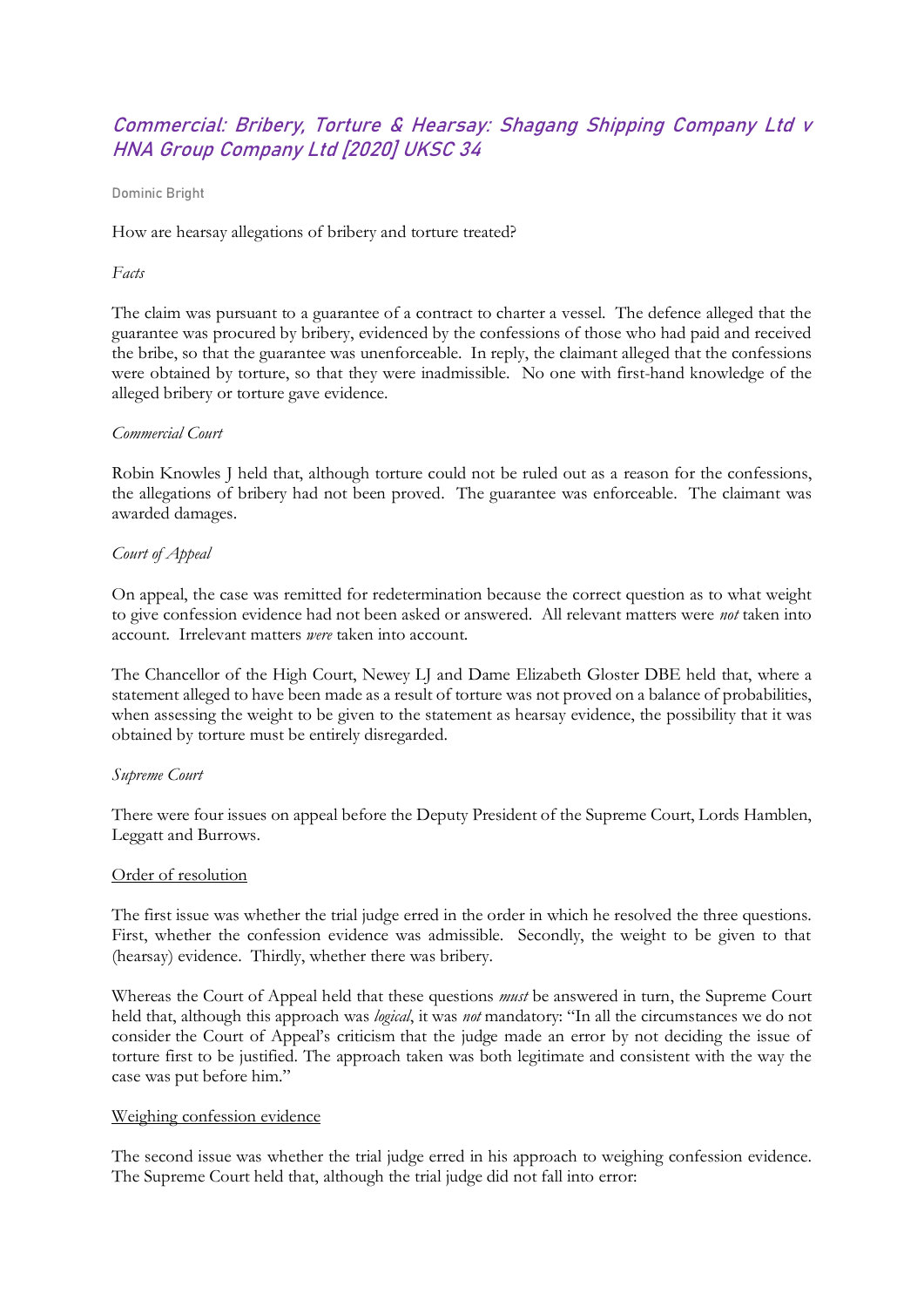# *Commercial: Bribery, Torture & Hearsay: Shagang Shipping Company Ltd v HNA Group Company Ltd [2020] UKSC 34*

Dominic Bright

How are hearsay allegations of bribery and torture treated?

*Facts*

The claim was pursuant to a guarantee of a contract to charter a vessel. The defence alleged that the guarantee was procured by bribery, evidenced by the confessions of those who had paid and received the bribe, so that the guarantee was unenforceable. In reply, the claimant alleged that the confessions were obtained by torture, so that they were inadmissible. No one with first-hand knowledge of the alleged bribery or torture gave evidence.

*Commercial Court*

Robin Knowles J held that, although torture could not be ruled out as a reason for the confessions, the allegations of bribery had not been proved. The guarantee was enforceable. The claimant was awarded damages.

*Court of Appeal*

On appeal, the case was remitted for redetermination because the correct question as to what weight to give confession evidence had not been asked or answered. All relevant matters were *not* taken into account. Irrelevant matters *were* taken into account.

The Chancellor of the High Court, Newey LJ and Dame Elizabeth Gloster DBE held that, where a statement alleged to have been made as a result of torture was not proved on a balance of probabilities, when assessing the weight to be given to the statement as hearsay evidence, the possibility that it was obtained by torture must be entirely disregarded.

*Supreme Court*

There were four issues on appeal before the Deputy President of the Supreme Court, Lords Hamblen, Leggatt and Burrows.

<u>Order of resolution</u>

The first issue was whether the trial judge erred in the order in which he resolved the three questions. First, whether the confession evidence was admissible. Secondly, the weight to be given to that (hearsay) evidence. Thirdly, whether there was bribery.

Whereas the Court of Appeal held that these questions *must* be answered in turn, the Supreme Court held that, although this approach was *logical*, it was *not* mandatory: "In all the circumstances we do not consider the Court of Appeal's criticism that the judge made an error by not deciding the issue of torture first to be justified. The approach taken was both legitimate and consistent with the way the case was put before him."

<u>Weighing confession evidence</u>

The second issue was whether the trial judge erred in his approach to weighing confession evidence. The Supreme Court held that, although the trial judge did not fall into error: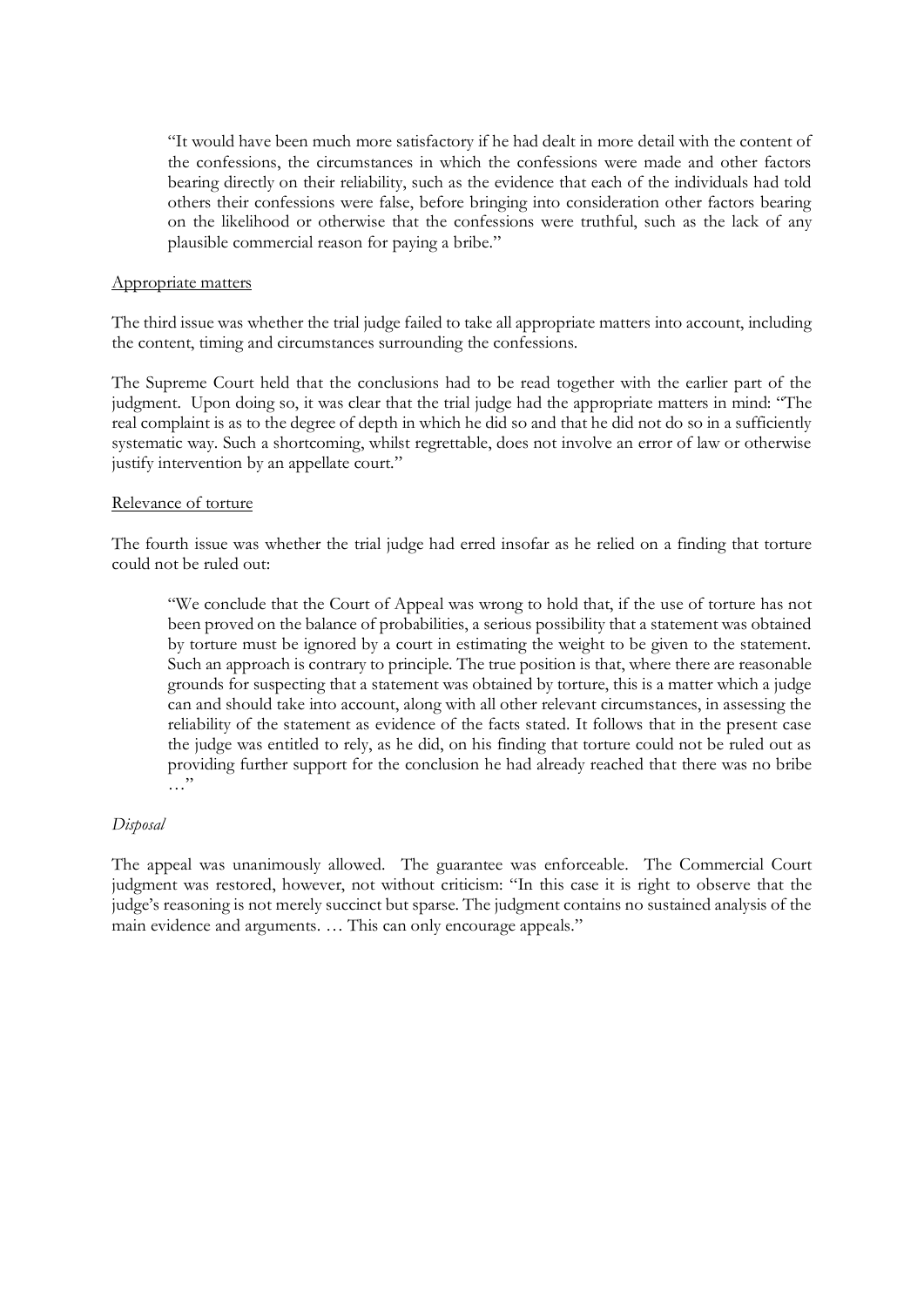> "It would have been much more satisfactory if he had dealt in more detail with the content of the confessions, the circumstances in which the confessions were made and other factors bearing directly on their reliability, such as the evidence that each of the individuals had told others their confessions were false, before bringing into consideration other factors bearing on the likelihood or otherwise that the confessions were truthful, such as the lack of any plausible commercial reason for paying a bribe."

<u>Appropriate matters</u>

The third issue was whether the trial judge failed to take all appropriate matters into account, including the content, timing and circumstances surrounding the confessions.

The Supreme Court held that the conclusions had to be read together with the earlier part of the judgment. Upon doing so, it was clear that the trial judge had the appropriate matters in mind: "The real complaint is as to the degree of depth in which he did so and that he did not do so in a sufficiently systematic way. Such a shortcoming, whilst regrettable, does not involve an error of law or otherwise justify intervention by an appellate court."

<u>Relevance of torture</u>

The fourth issue was whether the trial judge had erred insofar as he relied on a finding that torture could not be ruled out:

> "We conclude that the Court of Appeal was wrong to hold that, if the use of torture has not been proved on the balance of probabilities, a serious possibility that a statement was obtained by torture must be ignored by a court in estimating the weight to be given to the statement. Such an approach is contrary to principle. The true position is that, where there are reasonable grounds for suspecting that a statement was obtained by torture, this is a matter which a judge can and should take into account, along with all other relevant circumstances, in assessing the reliability of the statement as evidence of the facts stated. It follows that in the present case the judge was entitled to rely, as he did, on his finding that torture could not be ruled out as providing further support for the conclusion he had already reached that there was no bribe …"

*Disposal*

The appeal was unanimously allowed. The guarantee was enforceable. The Commercial Court judgment was restored, however, not without criticism: "In this case it is right to observe that the judge's reasoning is not merely succinct but sparse. The judgment contains no sustained analysis of the main evidence and arguments. … This can only encourage appeals."